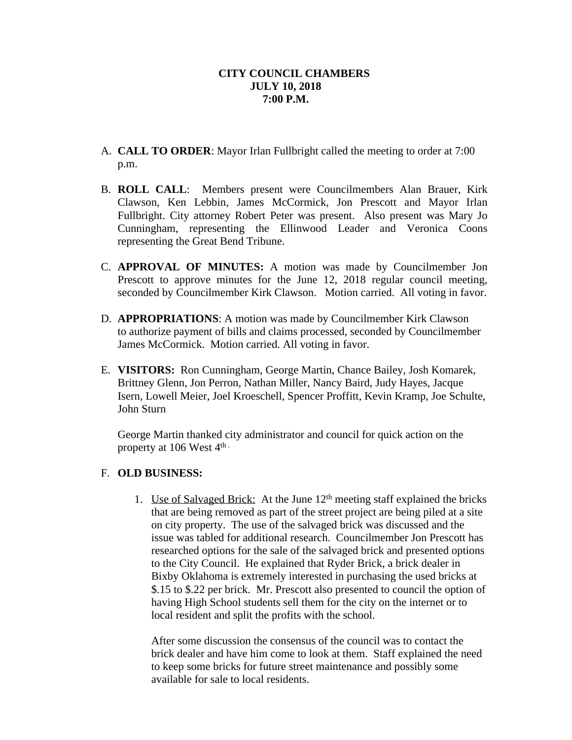**CITY COUNCIL CHAMBERS**
**JULY 10, 2018**
**7:00 P.M.**

A. **CALL TO ORDER**: Mayor Irlan Fullbright called the meeting to order at 7:00 p.m.

B. **ROLL CALL**: Members present were Councilmembers Alan Brauer, Kirk Clawson, Ken Lebbin, James McCormick, Jon Prescott and Mayor Irlan Fullbright. City attorney Robert Peter was present. Also present was Mary Jo Cunningham, representing the Ellinwood Leader and Veronica Coons representing the Great Bend Tribune.

C. **APPROVAL OF MINUTES:** A motion was made by Councilmember Jon Prescott to approve minutes for the June 12, 2018 regular council meeting, seconded by Councilmember Kirk Clawson. Motion carried. All voting in favor.

D. **APPROPRIATIONS**: A motion was made by Councilmember Kirk Clawson to authorize payment of bills and claims processed, seconded by Councilmember James McCormick. Motion carried. All voting in favor.

E. **VISITORS:** Ron Cunningham, George Martin, Chance Bailey, Josh Komarek, Brittney Glenn, Jon Perron, Nathan Miller, Nancy Baird, Judy Hayes, Jacque Isern, Lowell Meier, Joel Kroeschell, Spencer Proffitt, Kevin Kramp, Joe Schulte, John Sturn

George Martin thanked city administrator and council for quick action on the property at 106 West 4th.

F. **OLD BUSINESS:**

1. Use of Salvaged Brick: At the June 12th meeting staff explained the bricks that are being removed as part of the street project are being piled at a site on city property. The use of the salvaged brick was discussed and the issue was tabled for additional research. Councilmember Jon Prescott has researched options for the sale of the salvaged brick and presented options to the City Council. He explained that Ryder Brick, a brick dealer in Bixby Oklahoma is extremely interested in purchasing the used bricks at $.15 to $.22 per brick. Mr. Prescott also presented to council the option of having High School students sell them for the city on the internet or to local resident and split the profits with the school.

   After some discussion the consensus of the council was to contact the brick dealer and have him come to look at them. Staff explained the need to keep some bricks for future street maintenance and possibly some available for sale to local residents.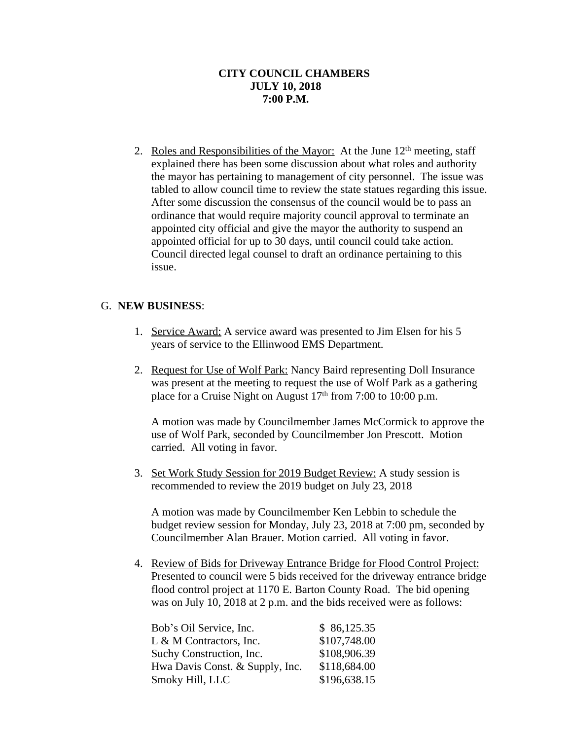**CITY COUNCIL CHAMBERS**
**JULY 10, 2018**
**7:00 P.M.**

2. Roles and Responsibilities of the Mayor: At the June 12th meeting, staff explained there has been some discussion about what roles and authority the mayor has pertaining to management of city personnel. The issue was tabled to allow council time to review the state statues regarding this issue. After some discussion the consensus of the council would be to pass an ordinance that would require majority council approval to terminate an appointed city official and give the mayor the authority to suspend an appointed official for up to 30 days, until council could take action. Council directed legal counsel to draft an ordinance pertaining to this issue.

G. **NEW BUSINESS**:

1. Service Award: A service award was presented to Jim Elsen for his 5 years of service to the Ellinwood EMS Department.

2. Request for Use of Wolf Park: Nancy Baird representing Doll Insurance was present at the meeting to request the use of Wolf Park as a gathering place for a Cruise Night on August 17th from 7:00 to 10:00 p.m.

   A motion was made by Councilmember James McCormick to approve the use of Wolf Park, seconded by Councilmember Jon Prescott. Motion carried. All voting in favor.

3. Set Work Study Session for 2019 Budget Review: A study session is recommended to review the 2019 budget on July 23, 2018

   A motion was made by Councilmember Ken Lebbin to schedule the budget review session for Monday, July 23, 2018 at 7:00 pm, seconded by Councilmember Alan Brauer. Motion carried. All voting in favor.

4. Review of Bids for Driveway Entrance Bridge for Flood Control Project: Presented to council were 5 bids received for the driveway entrance bridge flood control project at 1170 E. Barton County Road. The bid opening was on July 10, 2018 at 2 p.m. and the bids received were as follows:

| | |
|---|---|
| Bob's Oil Service, Inc. | $ 86,125.35 |
| L & M Contractors, Inc. | $107,748.00 |
| Suchy Construction, Inc. | $108,906.39 |
| Hwa Davis Const. & Supply, Inc. | $118,684.00 |
| Smoky Hill, LLC | $196,638.15 |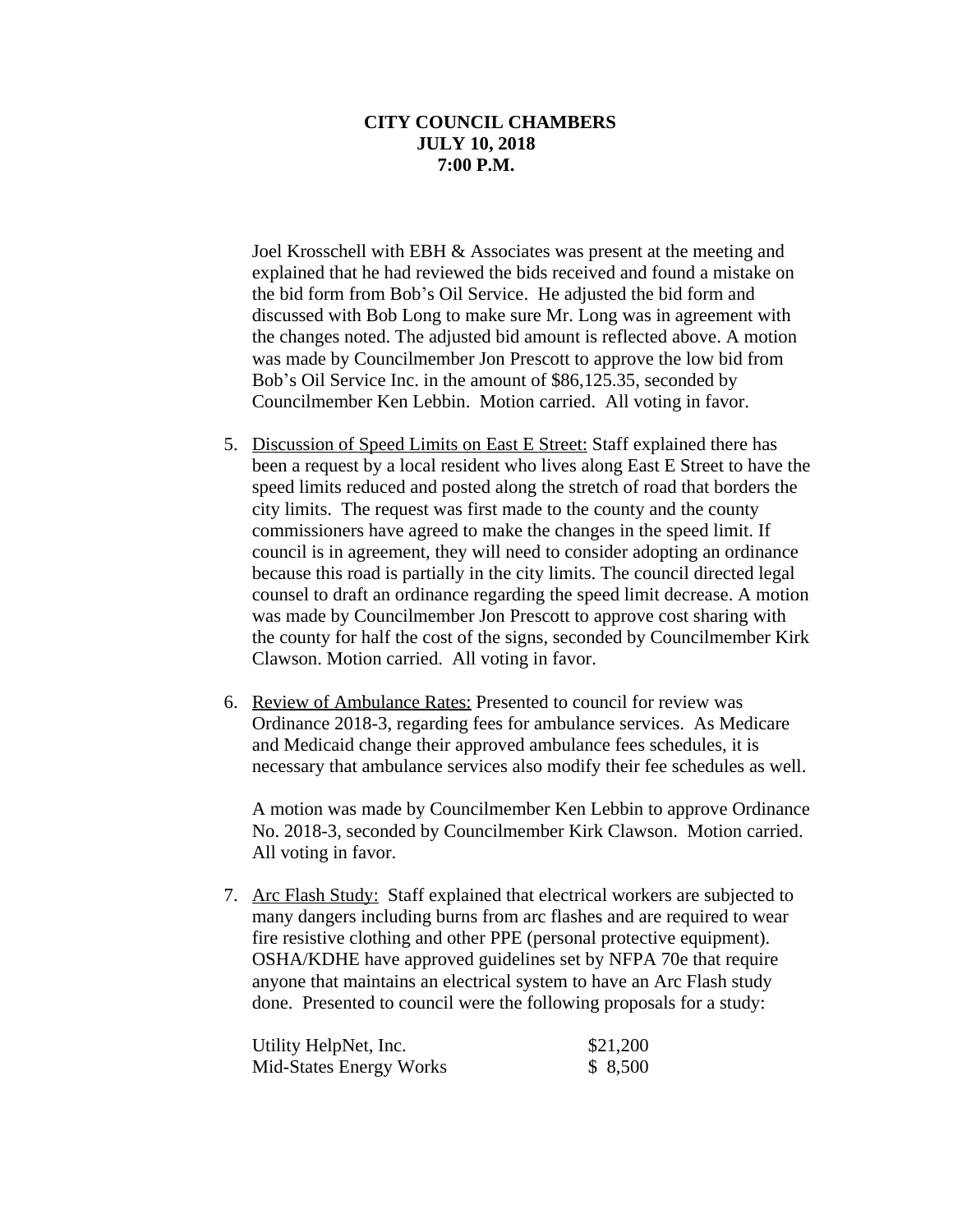**CITY COUNCIL CHAMBERS**
**JULY 10, 2018**
**7:00 P.M.**

Joel Krosschell with EBH & Associates was present at the meeting and explained that he had reviewed the bids received and found a mistake on the bid form from Bob's Oil Service. He adjusted the bid form and discussed with Bob Long to make sure Mr. Long was in agreement with the changes noted. The adjusted bid amount is reflected above. A motion was made by Councilmember Jon Prescott to approve the low bid from Bob's Oil Service Inc. in the amount of $86,125.35, seconded by Councilmember Ken Lebbin. Motion carried. All voting in favor.

5. Discussion of Speed Limits on East E Street: Staff explained there has been a request by a local resident who lives along East E Street to have the speed limits reduced and posted along the stretch of road that borders the city limits. The request was first made to the county and the county commissioners have agreed to make the changes in the speed limit. If council is in agreement, they will need to consider adopting an ordinance because this road is partially in the city limits. The council directed legal counsel to draft an ordinance regarding the speed limit decrease. A motion was made by Councilmember Jon Prescott to approve cost sharing with the county for half the cost of the signs, seconded by Councilmember Kirk Clawson. Motion carried. All voting in favor.

6. Review of Ambulance Rates: Presented to council for review was Ordinance 2018-3, regarding fees for ambulance services. As Medicare and Medicaid change their approved ambulance fees schedules, it is necessary that ambulance services also modify their fee schedules as well.

   A motion was made by Councilmember Ken Lebbin to approve Ordinance No. 2018-3, seconded by Councilmember Kirk Clawson. Motion carried. All voting in favor.

7. Arc Flash Study: Staff explained that electrical workers are subjected to many dangers including burns from arc flashes and are required to wear fire resistive clothing and other PPE (personal protective equipment). OSHA/KDHE have approved guidelines set by NFPA 70e that require anyone that maintains an electrical system to have an Arc Flash study done. Presented to council were the following proposals for a study:

| | |
|---|---|
| Utility HelpNet, Inc. | $21,200 |
| Mid-States Energy Works | $ 8,500 |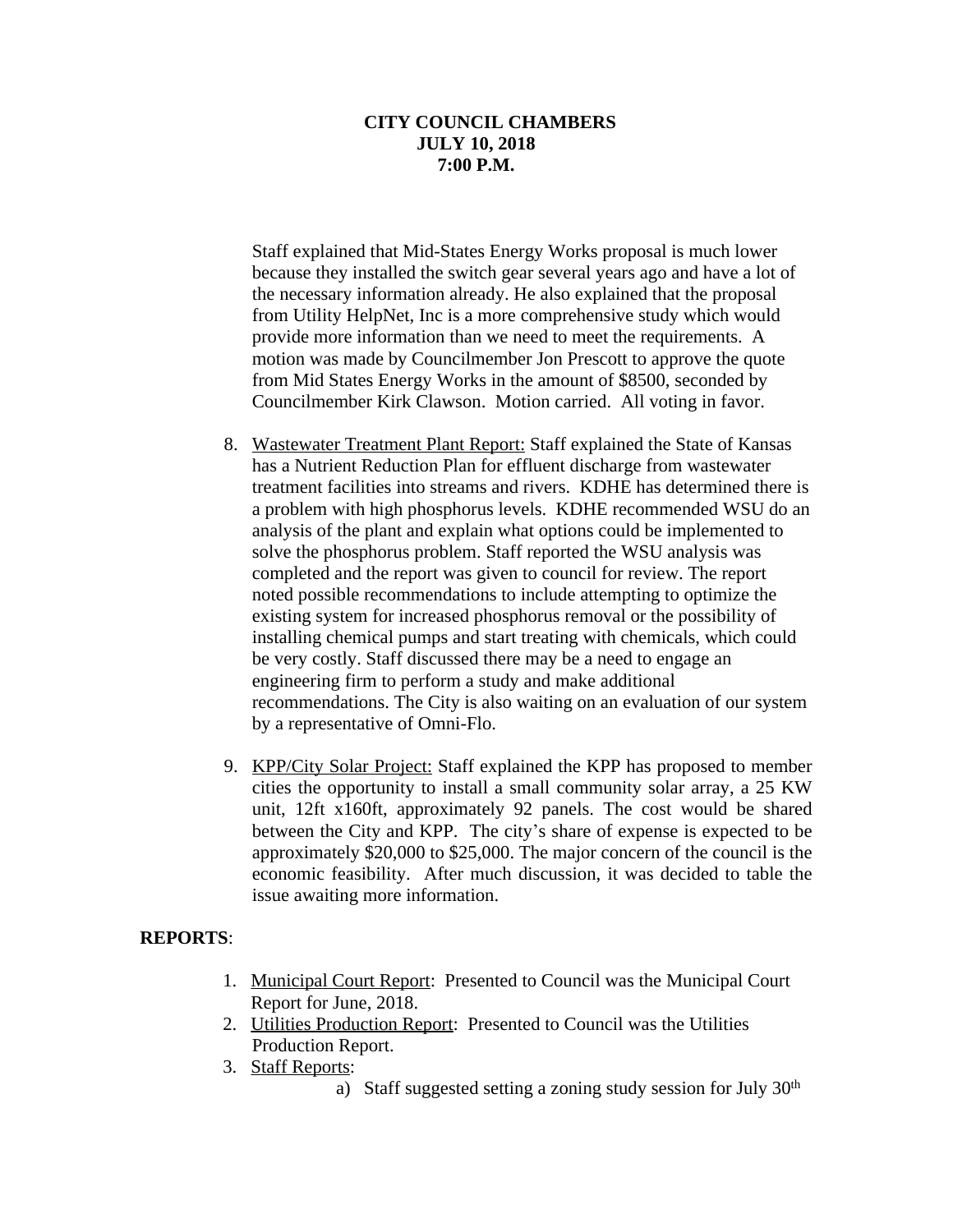**CITY COUNCIL CHAMBERS**
**JULY 10, 2018**
**7:00 P.M.**

Staff explained that Mid-States Energy Works proposal is much lower because they installed the switch gear several years ago and have a lot of the necessary information already. He also explained that the proposal from Utility HelpNet, Inc is a more comprehensive study which would provide more information than we need to meet the requirements. A motion was made by Councilmember Jon Prescott to approve the quote from Mid States Energy Works in the amount of $8500, seconded by Councilmember Kirk Clawson. Motion carried. All voting in favor.

8. Wastewater Treatment Plant Report: Staff explained the State of Kansas has a Nutrient Reduction Plan for effluent discharge from wastewater treatment facilities into streams and rivers. KDHE has determined there is a problem with high phosphorus levels. KDHE recommended WSU do an analysis of the plant and explain what options could be implemented to solve the phosphorus problem. Staff reported the WSU analysis was completed and the report was given to council for review. The report noted possible recommendations to include attempting to optimize the existing system for increased phosphorus removal or the possibility of installing chemical pumps and start treating with chemicals, which could be very costly. Staff discussed there may be a need to engage an engineering firm to perform a study and make additional recommendations. The City is also waiting on an evaluation of our system by a representative of Omni-Flo.

9. KPP/City Solar Project: Staff explained the KPP has proposed to member cities the opportunity to install a small community solar array, a 25 KW unit, 12ft x160ft, approximately 92 panels. The cost would be shared between the City and KPP. The city's share of expense is expected to be approximately $20,000 to $25,000. The major concern of the council is the economic feasibility. After much discussion, it was decided to table the issue awaiting more information.

**REPORTS**:

1. Municipal Court Report: Presented to Council was the Municipal Court Report for June, 2018.
2. Utilities Production Report: Presented to Council was the Utilities Production Report.
3. Staff Reports:
   a) Staff suggested setting a zoning study session for July 30th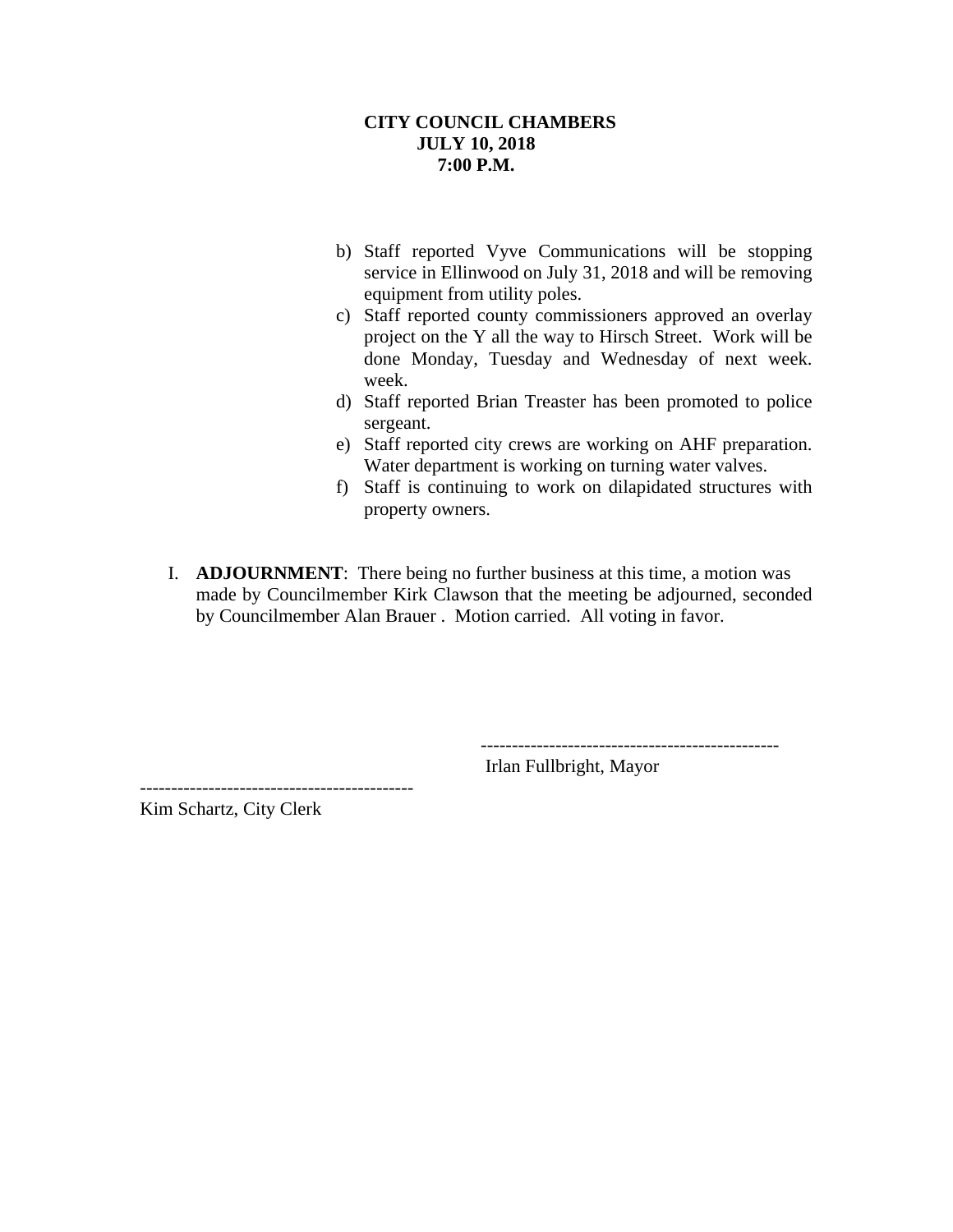**CITY COUNCIL CHAMBERS**
**JULY 10, 2018**
**7:00 P.M.**

b) Staff reported Vyve Communications will be stopping service in Ellinwood on July 31, 2018 and will be removing equipment from utility poles.
c) Staff reported county commissioners approved an overlay project on the Y all the way to Hirsch Street. Work will be done Monday, Tuesday and Wednesday of next week. week.
d) Staff reported Brian Treaster has been promoted to police sergeant.
e) Staff reported city crews are working on AHF preparation. Water department is working on turning water valves.
f) Staff is continuing to work on dilapidated structures with property owners.

I. **ADJOURNMENT**: There being no further business at this time, a motion was made by Councilmember Kirk Clawson that the meeting be adjourned, seconded by Councilmember Alan Brauer . Motion carried. All voting in favor.

------------------------------------------------
Irlan Fullbright, Mayor

--------------------------------------------
Kim Schartz, City Clerk